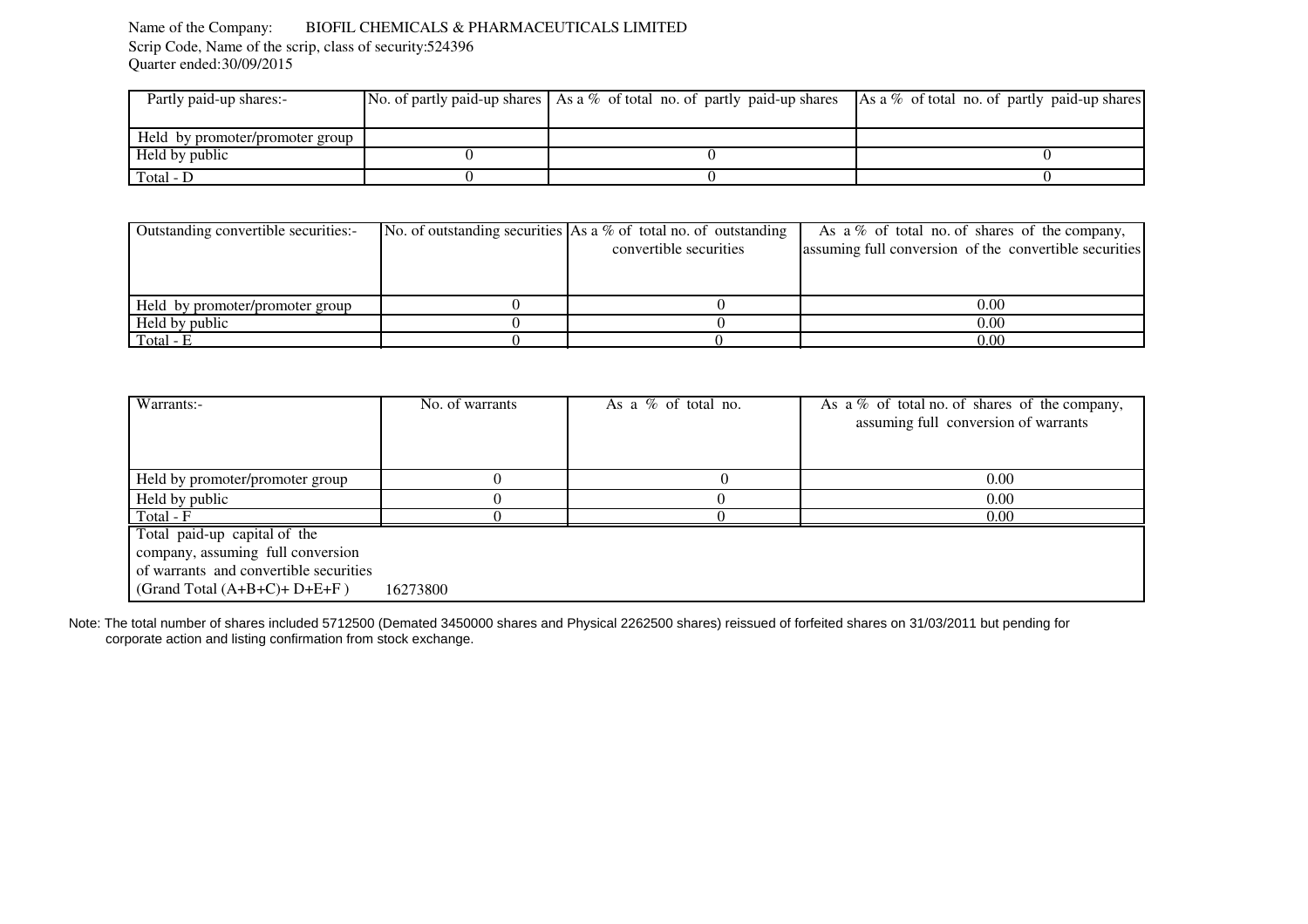Name of the Company: BIOFIL CHEMICALS & PHARMACEUTICALS LIMITED
Scrip Code, Name of the scrip, class of security:524396
Quarter ended:30/09/2015

| Partly paid-up shares:- | No. of partly paid-up shares | As a % of total no. of partly paid-up shares | As a % of total no. of partly paid-up shares |
|---|---|---|---|
| Held by promoter/promoter group | | | |
| Held by public | 0 | 0 | 0 |
| Total - D | 0 | 0 | 0 |

| Outstanding convertible securities:- | No. of outstanding securities | As a % of total no. of outstanding convertible securities | As a % of total no. of shares of the company, assuming full conversion of the convertible securities |
|---|---|---|---|
| Held by promoter/promoter group | 0 | 0 | 0.00 |
| Held by public | 0 | 0 | 0.00 |
| Total - E | 0 | 0 | 0.00 |

| Warrants:- | No. of warrants | As a % of total no. | As a % of total no. of shares of the company, assuming full conversion of warrants |
|---|---|---|---|
| Held by promoter/promoter group | 0 | 0 | 0.00 |
| Held by public | 0 | 0 | 0.00 |
| Total - F | 0 | 0 | 0.00 |
| Total paid-up capital of the company, assuming full conversion of warrants and convertible securities (Grand Total (A+B+C)+ D+E+F ) | 16273800 | | |

Note: The total number of shares included 5712500 (Demated 3450000 shares and Physical 2262500 shares) reissued of forfeited shares on 31/03/2011 but pending for corporate action and listing confirmation from stock exchange.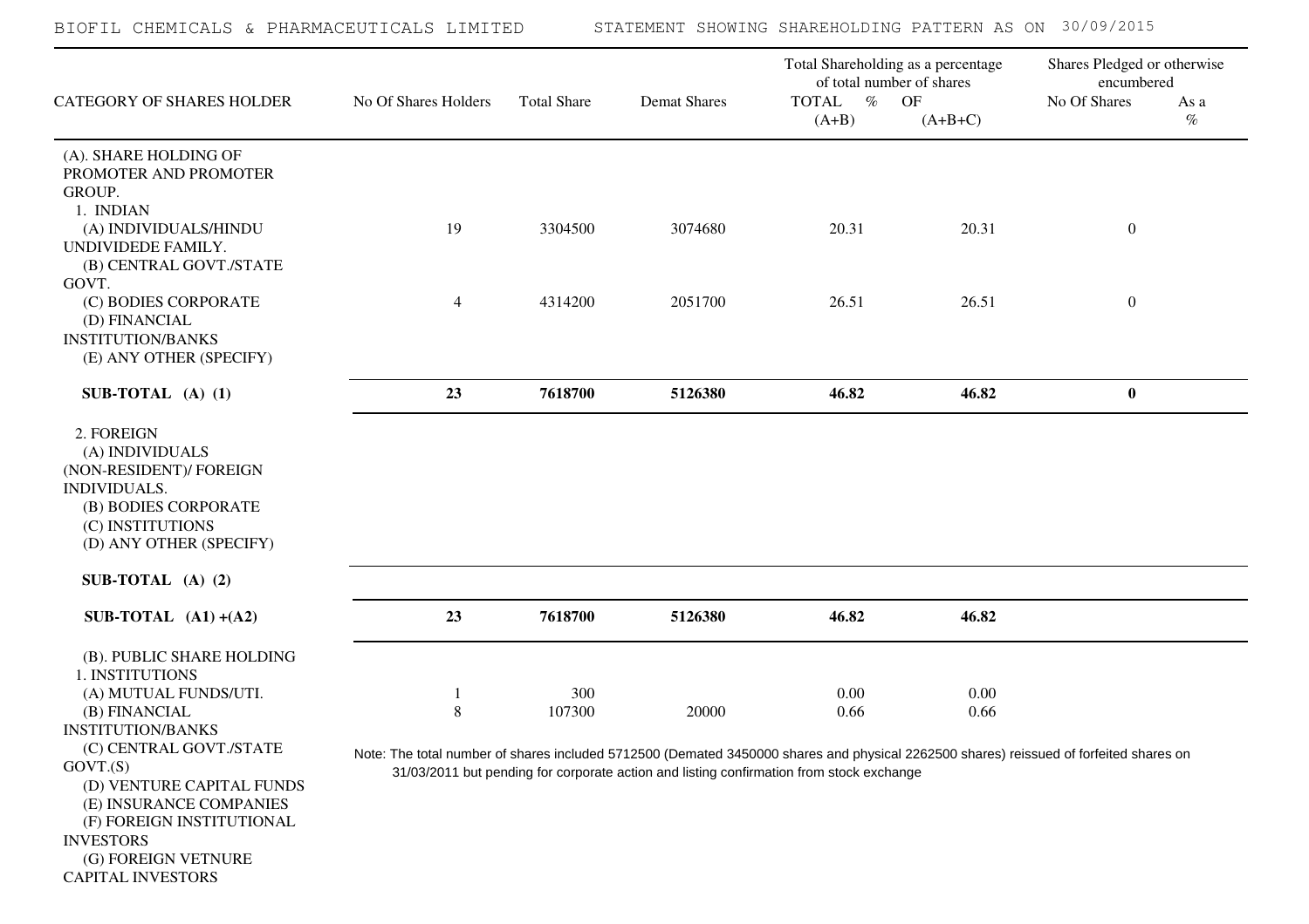BIOFIL CHEMICALS & PHARMACEUTICALS LIMITED    STATEMENT SHOWING SHAREHOLDING PATTERN AS ON 30/09/2015

| CATEGORY OF SHARES HOLDER | No Of Shares Holders | Total Share | Demat Shares | Total Shareholding as a percentage of total number of shares TOTAL % OF (A+B) | (A+B+C) | Shares Pledged or otherwise encumbered No Of Shares | As a % |
|---|---|---|---|---|---|---|---|
| (A). SHARE HOLDING OF PROMOTER AND PROMOTER GROUP. | | | | | | | |
| 1. INDIAN | | | | | | | |
| (A) INDIVIDUALS/HINDU UNDIVIDEDE FAMILY. | 19 | 3304500 | 3074680 | 20.31 | 20.31 | 0 | |
| (B) CENTRAL GOVT./STATE GOVT. | | | | | | | |
| (C) BODIES CORPORATE | 4 | 4314200 | 2051700 | 26.51 | 26.51 | 0 | |
| (D) FINANCIAL INSTITUTION/BANKS | | | | | | | |
| (E) ANY OTHER (SPECIFY) | | | | | | | |
| **SUB-TOTAL (A) (1)** | **23** | **7618700** | **5126380** | **46.82** | **46.82** | **0** | |
| 2. FOREIGN | | | | | | | |
| (A) INDIVIDUALS (NON-RESIDENT)/ FOREIGN INDIVIDUALS. | | | | | | | |
| (B) BODIES CORPORATE | | | | | | | |
| (C) INSTITUTIONS | | | | | | | |
| (D) ANY OTHER (SPECIFY) | | | | | | | |
| **SUB-TOTAL (A) (2)** | | | | | | | |
| **SUB-TOTAL (A1) +(A2)** | **23** | **7618700** | **5126380** | **46.82** | **46.82** | | |
| (B). PUBLIC SHARE HOLDING | | | | | | | |
| 1. INSTITUTIONS | | | | | | | |
| (A) MUTUAL FUNDS/UTI. | 1 | 300 | | 0.00 | 0.00 | | |
| (B) FINANCIAL INSTITUTION/BANKS | 8 | 107300 | 20000 | 0.66 | 0.66 | | |
| (C) CENTRAL GOVT./STATE GOVT.(S) | | | | | | | |
| (D) VENTURE CAPITAL FUNDS | | | | | | | |
| (E) INSURANCE COMPANIES | | | | | | | |
| (F) FOREIGN INSTITUTIONAL INVESTORS | | | | | | | |
| (G) FOREIGN VETNURE CAPITAL INVESTORS | | | | | | | |

Note: The total number of shares included 5712500 (Demated 3450000 shares and physical 2262500 shares) reissued of forfeited shares on 31/03/2011 but pending for corporate action and listing confirmation from stock exchange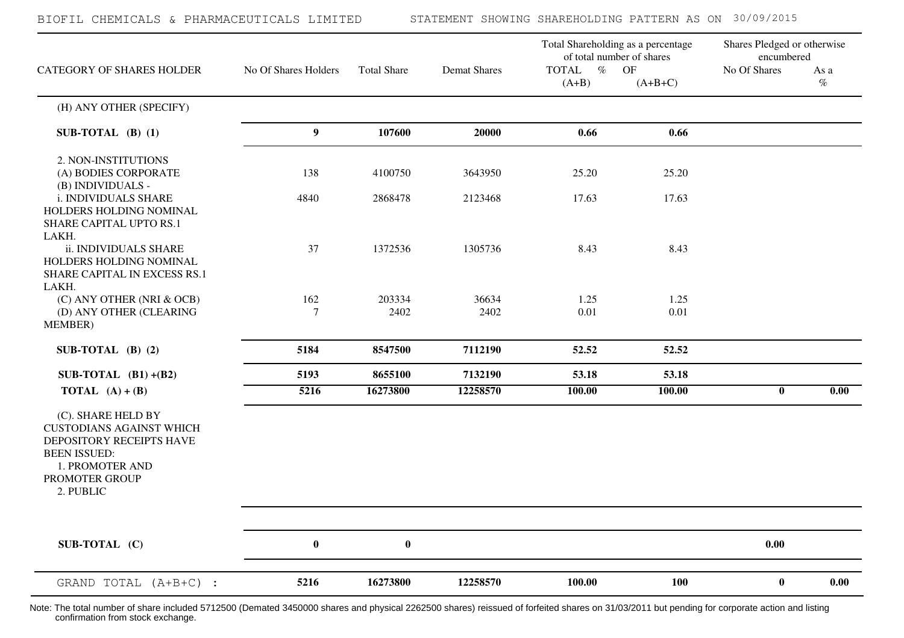BIOFIL CHEMICALS & PHARMACEUTICALS LIMITED — STATEMENT SHOWING SHAREHOLDING PATTERN AS ON 30/09/2015

| CATEGORY OF SHARES HOLDER | No Of Shares Holders | Total Share | Demat Shares | Total Shareholding as a percentage of total number of shares TOTAL % OF (A+B) | (A+B+C) | Shares Pledged or otherwise encumbered No Of Shares | As a % |
|---|---|---|---|---|---|---|---|
| (H) ANY OTHER (SPECIFY) | | | | | | | |
| **SUB-TOTAL (B) (1)** | **9** | **107600** | **20000** | **0.66** | **0.66** | | |
| 2. NON-INSTITUTIONS | | | | | | | |
| (A) BODIES CORPORATE | 138 | 4100750 | 3643950 | 25.20 | 25.20 | | |
| (B) INDIVIDUALS - | | | | | | | |
| i. INDIVIDUALS SHARE HOLDERS HOLDING NOMINAL SHARE CAPITAL UPTO RS.1 LAKH. | 4840 | 2868478 | 2123468 | 17.63 | 17.63 | | |
| ii. INDIVIDUALS SHARE HOLDERS HOLDING NOMINAL SHARE CAPITAL IN EXCESS RS.1 LAKH. | 37 | 1372536 | 1305736 | 8.43 | 8.43 | | |
| (C) ANY OTHER (NRI & OCB) | 162 | 203334 | 36634 | 1.25 | 1.25 | | |
| (D) ANY OTHER (CLEARING MEMBER) | 7 | 2402 | 2402 | 0.01 | 0.01 | | |
| **SUB-TOTAL (B) (2)** | **5184** | **8547500** | **7112190** | **52.52** | **52.52** | | |
| **SUB-TOTAL (B1) +(B2)** | **5193** | **8655100** | **7132190** | **53.18** | **53.18** | | |
| **TOTAL (A) + (B)** | **5216** | **16273800** | **12258570** | **100.00** | **100.00** | **0** | **0.00** |
| (C). SHARE HELD BY CUSTODIANS AGAINST WHICH DEPOSITORY RECEIPTS HAVE BEEN ISSUED: | | | | | | | |
| 1. PROMOTER AND PROMOTER GROUP | | | | | | | |
| 2. PUBLIC | | | | | | | |
| **SUB-TOTAL (C)** | **0** | **0** | | | | **0.00** | |
| GRAND TOTAL (A+B+C) : | **5216** | **16273800** | **12258570** | **100.00** | **100** | **0** | **0.00** |

Note: The total number of share included 5712500 (Demated 3450000 shares and physical 2262500 shares) reissued of forfeited shares on 31/03/2011 but pending for corporate action and listing confirmation from stock exchange.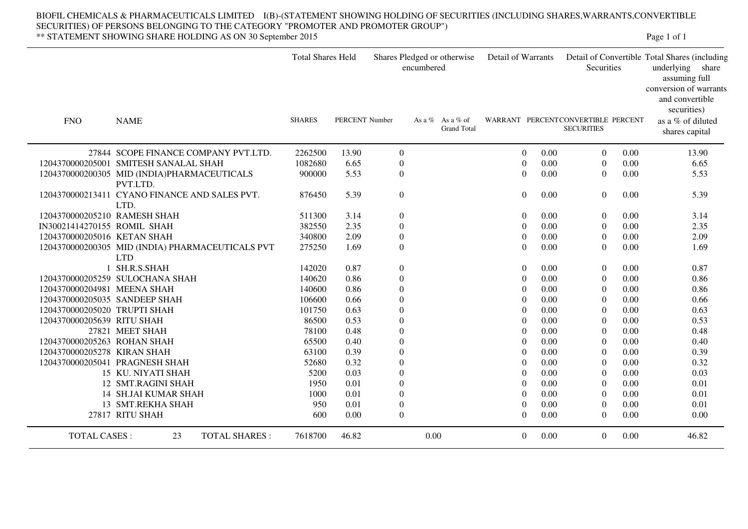BIOFIL CHEMICALS & PHARMACEUTICALS LIMITED I(B)-(STATEMENT SHOWING HOLDING OF SECURITIES (INCLUDING SHARES,WARRANTS,CONVERTIBLE SECURITIES) OF PERSONS BELONGING TO THE CATEGORY "PROMOTER AND PROMOTER GROUP")

** STATEMENT SHOWING SHARE HOLDING AS ON 30 September 2015

| FNO | NAME | Total Shares Held | | Shares Pledged or otherwise encumbered | | | Detail of Warrants | | Detail of Convertible Securities | | Total Shares (including underlying share assuming full conversion of warrants and convertible securities) |
|---|---|---|---|---|---|---|---|---|---|---|---|
| | | SHARES | PERCENT | Number | As a % | As a % of Grand Total | WARRANT | PERCENT | CONVERTIBLE SECURITIES | PERCENT | as a % of diluted shares capital |
| 27844 | SCOPE FINANCE COMPANY PVT.LTD. | 2262500 | 13.90 | 0 | | | 0 | 0.00 | 0 | 0.00 | 13.90 |
| 1204370000205001 | SMITESH SANALAL SHAH | 1082680 | 6.65 | 0 | | | 0 | 0.00 | 0 | 0.00 | 6.65 |
| 1204370000200305 | MID (INDIA)PHARMACEUTICALS PVT.LTD. | 900000 | 5.53 | 0 | | | 0 | 0.00 | 0 | 0.00 | 5.53 |
| 1204370000213411 | CYANO FINANCE AND SALES PVT. LTD. | 876450 | 5.39 | 0 | | | 0 | 0.00 | 0 | 0.00 | 5.39 |
| 1204370000205210 | RAMESH SHAH | 511300 | 3.14 | 0 | | | 0 | 0.00 | 0 | 0.00 | 3.14 |
| IN30021414270155 | ROMIL SHAH | 382550 | 2.35 | 0 | | | 0 | 0.00 | 0 | 0.00 | 2.35 |
| 1204370000205016 | KETAN SHAH | 340800 | 2.09 | 0 | | | 0 | 0.00 | 0 | 0.00 | 2.09 |
| 1204370000200305 | MID (INDIA) PHARMACEUTICALS PVT LTD | 275250 | 1.69 | 0 | | | 0 | 0.00 | 0 | 0.00 | 1.69 |
| 1 | SH.R.S.SHAH | 142020 | 0.87 | 0 | | | 0 | 0.00 | 0 | 0.00 | 0.87 |
| 1204370000205259 | SULOCHANA SHAH | 140620 | 0.86 | 0 | | | 0 | 0.00 | 0 | 0.00 | 0.86 |
| 1204370000204981 | MEENA SHAH | 140600 | 0.86 | 0 | | | 0 | 0.00 | 0 | 0.00 | 0.86 |
| 1204370000205035 | SANDEEP SHAH | 106600 | 0.66 | 0 | | | 0 | 0.00 | 0 | 0.00 | 0.66 |
| 1204370000205020 | TRUPTI SHAH | 101750 | 0.63 | 0 | | | 0 | 0.00 | 0 | 0.00 | 0.63 |
| 1204370000205639 | RITU SHAH | 86500 | 0.53 | 0 | | | 0 | 0.00 | 0 | 0.00 | 0.53 |
| 27821 | MEET SHAH | 78100 | 0.48 | 0 | | | 0 | 0.00 | 0 | 0.00 | 0.48 |
| 1204370000205263 | ROHAN SHAH | 65500 | 0.40 | 0 | | | 0 | 0.00 | 0 | 0.00 | 0.40 |
| 1204370000205278 | KIRAN SHAH | 63100 | 0.39 | 0 | | | 0 | 0.00 | 0 | 0.00 | 0.39 |
| 1204370000205041 | PRAGNESH SHAH | 52680 | 0.32 | 0 | | | 0 | 0.00 | 0 | 0.00 | 0.32 |
| 15 | KU. NIYATI SHAH | 5200 | 0.03 | 0 | | | 0 | 0.00 | 0 | 0.00 | 0.03 |
| 12 | SMT.RAGINI SHAH | 1950 | 0.01 | 0 | | | 0 | 0.00 | 0 | 0.00 | 0.01 |
| 14 | SH.JAI KUMAR SHAH | 1000 | 0.01 | 0 | | | 0 | 0.00 | 0 | 0.00 | 0.01 |
| 13 | SMT.REKHA SHAH | 950 | 0.01 | 0 | | | 0 | 0.00 | 0 | 0.00 | 0.01 |
| 27817 | RITU SHAH | 600 | 0.00 | 0 | | | 0 | 0.00 | 0 | 0.00 | 0.00 |
| TOTAL CASES : 23 | TOTAL SHARES : | 7618700 | 46.82 | 0.00 | | | 0 | 0.00 | 0 | 0.00 | 46.82 |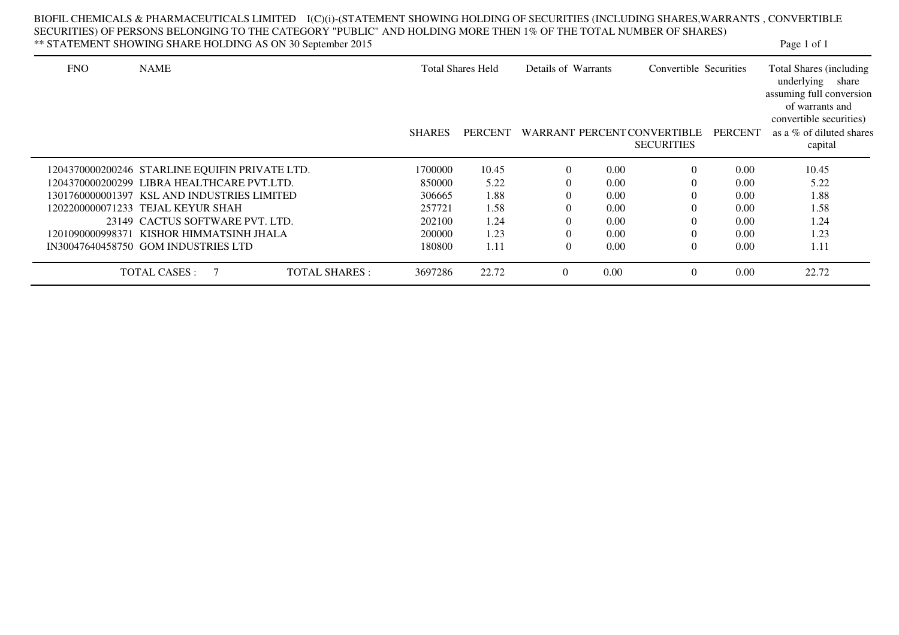BIOFIL CHEMICALS & PHARMACEUTICALS LIMITED I(C)(i)-(STATEMENT SHOWING HOLDING OF SECURITIES (INCLUDING SHARES,WARRANTS , CONVERTIBLE SECURITIES) OF PERSONS BELONGING TO THE CATEGORY "PUBLIC" AND HOLDING MORE THEN 1% OF THE TOTAL NUMBER OF SHARES)

** STATEMENT SHOWING SHARE HOLDING AS ON 30 September 2015

| FNO | NAME | Total Shares Held | | Details of Warrants | | Convertible Securities | | Total Shares (including underlying share assuming full conversion of warrants and convertible securities) |
|---|---|---|---|---|---|---|---|---|
| | | SHARES | PERCENT | WARRANT | PERCENT | CONVERTIBLE SECURITIES | PERCENT | as a % of diluted shares capital |
| 1204370000200246 | STARLINE EQUIFIN PRIVATE LTD. | 1700000 | 10.45 | 0 | 0.00 | 0 | 0.00 | 10.45 |
| 1204370000200299 | LIBRA HEALTHCARE PVT.LTD. | 850000 | 5.22 | 0 | 0.00 | 0 | 0.00 | 5.22 |
| 1301760000001397 | KSL AND INDUSTRIES LIMITED | 306665 | 1.88 | 0 | 0.00 | 0 | 0.00 | 1.88 |
| 1202200000071233 | TEJAL KEYUR SHAH | 257721 | 1.58 | 0 | 0.00 | 0 | 0.00 | 1.58 |
| 23149 | CACTUS SOFTWARE PVT. LTD. | 202100 | 1.24 | 0 | 0.00 | 0 | 0.00 | 1.24 |
| 1201090000998371 | KISHOR HIMMATSINH JHALA | 200000 | 1.23 | 0 | 0.00 | 0 | 0.00 | 1.23 |
| IN30047640458750 | GOM INDUSTRIES LTD | 180800 | 1.11 | 0 | 0.00 | 0 | 0.00 | 1.11 |
| TOTAL CASES : 7 | TOTAL SHARES : | 3697286 | 22.72 | 0 | 0.00 | 0 | 0.00 | 22.72 |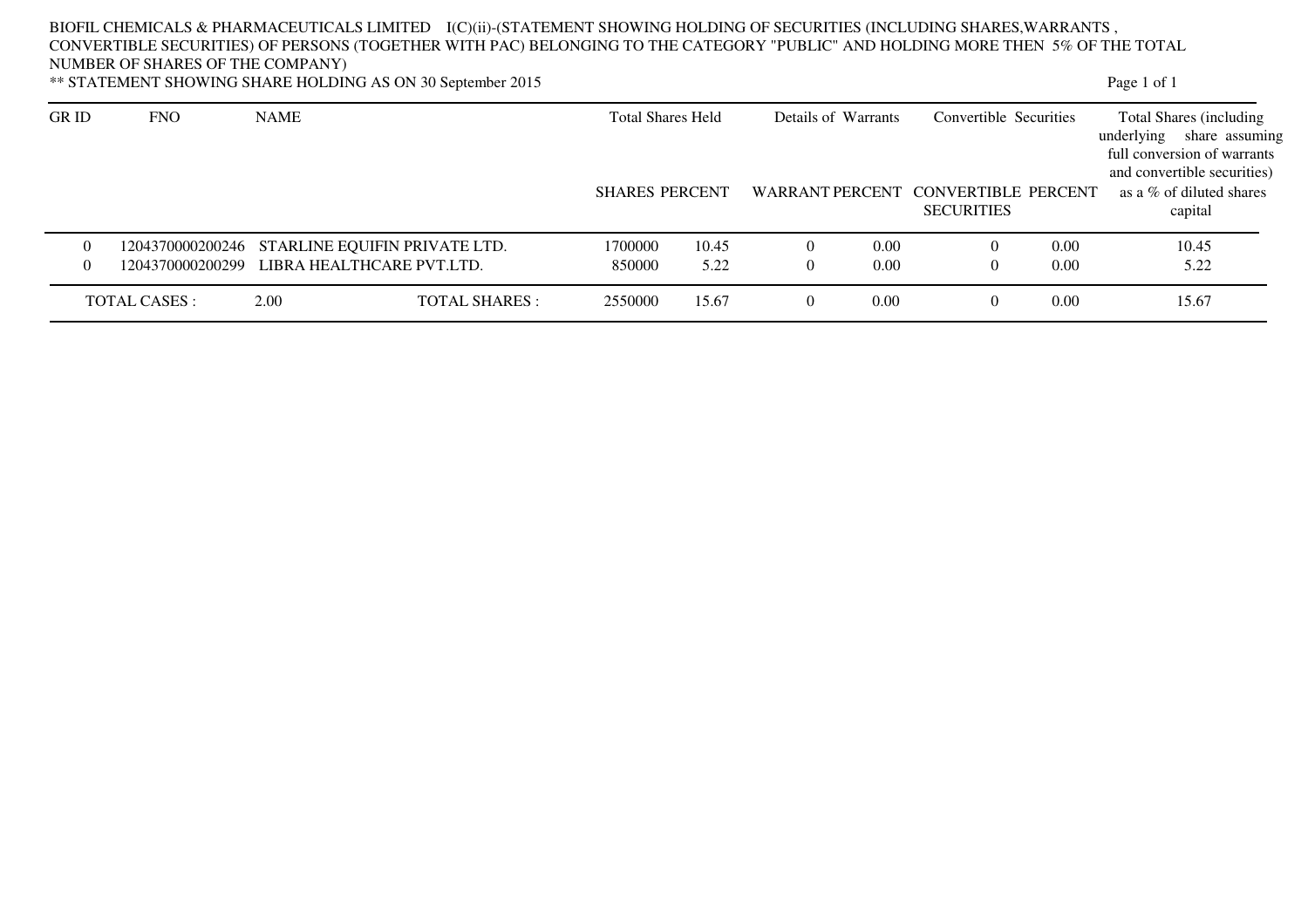BIOFIL CHEMICALS & PHARMACEUTICALS LIMITED I(C)(ii)-(STATEMENT SHOWING HOLDING OF SECURITIES (INCLUDING SHARES,WARRANTS , CONVERTIBLE SECURITIES) OF PERSONS (TOGETHER WITH PAC) BELONGING TO THE CATEGORY "PUBLIC" AND HOLDING MORE THEN 5% OF THE TOTAL NUMBER OF SHARES OF THE COMPANY)

** STATEMENT SHOWING SHARE HOLDING AS ON 30 September 2015

| GR ID | FNO | NAME | Total Shares Held | | Details of Warrants | | Convertible Securities | | Total Shares (including underlying share assuming full conversion of warrants and convertible securities) as a % of diluted shares capital |
|---|---|---|---|---|---|---|---|---|---|
| | | | SHARES | PERCENT | WARRANT | PERCENT | CONVERTIBLE SECURITIES | PERCENT | |
| 0 | 1204370000200246 | STARLINE EQUIFIN PRIVATE LTD. | 1700000 | 10.45 | 0 | 0.00 | 0 | 0.00 | 10.45 |
| 0 | 1204370000200299 | LIBRA HEALTHCARE PVT.LTD. | 850000 | 5.22 | 0 | 0.00 | 0 | 0.00 | 5.22 |
| TOTAL CASES : | | 2.00 TOTAL SHARES : | 2550000 | 15.67 | 0 | 0.00 | 0 | 0.00 | 15.67 |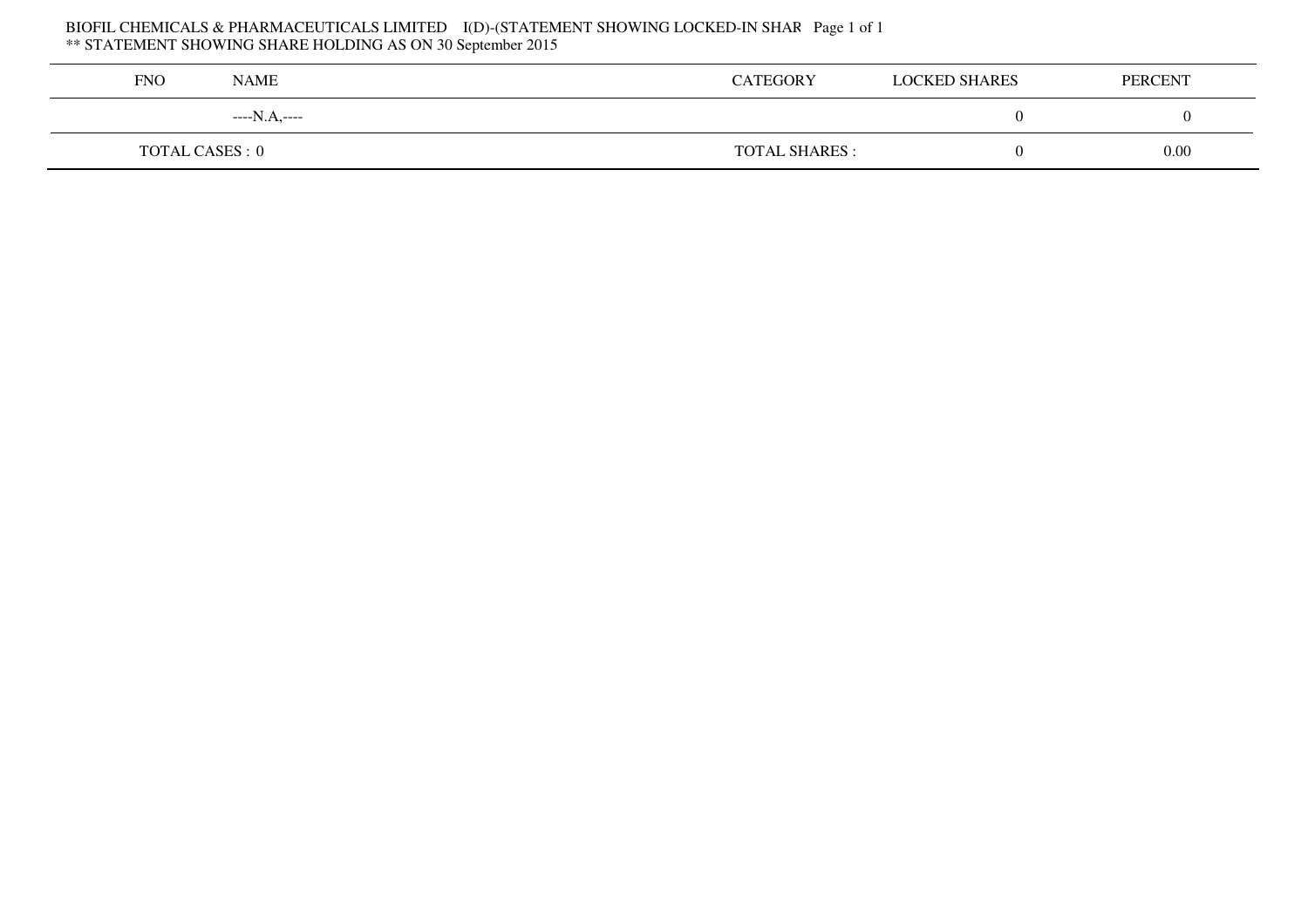BIOFIL CHEMICALS & PHARMACEUTICALS LIMITED I(D)-(STATEMENT SHOWING LOCKED-IN SHAR

** STATEMENT SHOWING SHARE HOLDING AS ON 30 September 2015

| FNO | NAME | CATEGORY | LOCKED SHARES | PERCENT |
|---|---|---|---|---|
| | ----N.A,---- | | 0 | 0 |
| TOTAL CASES : 0 | | TOTAL SHARES : | 0 | 0.00 |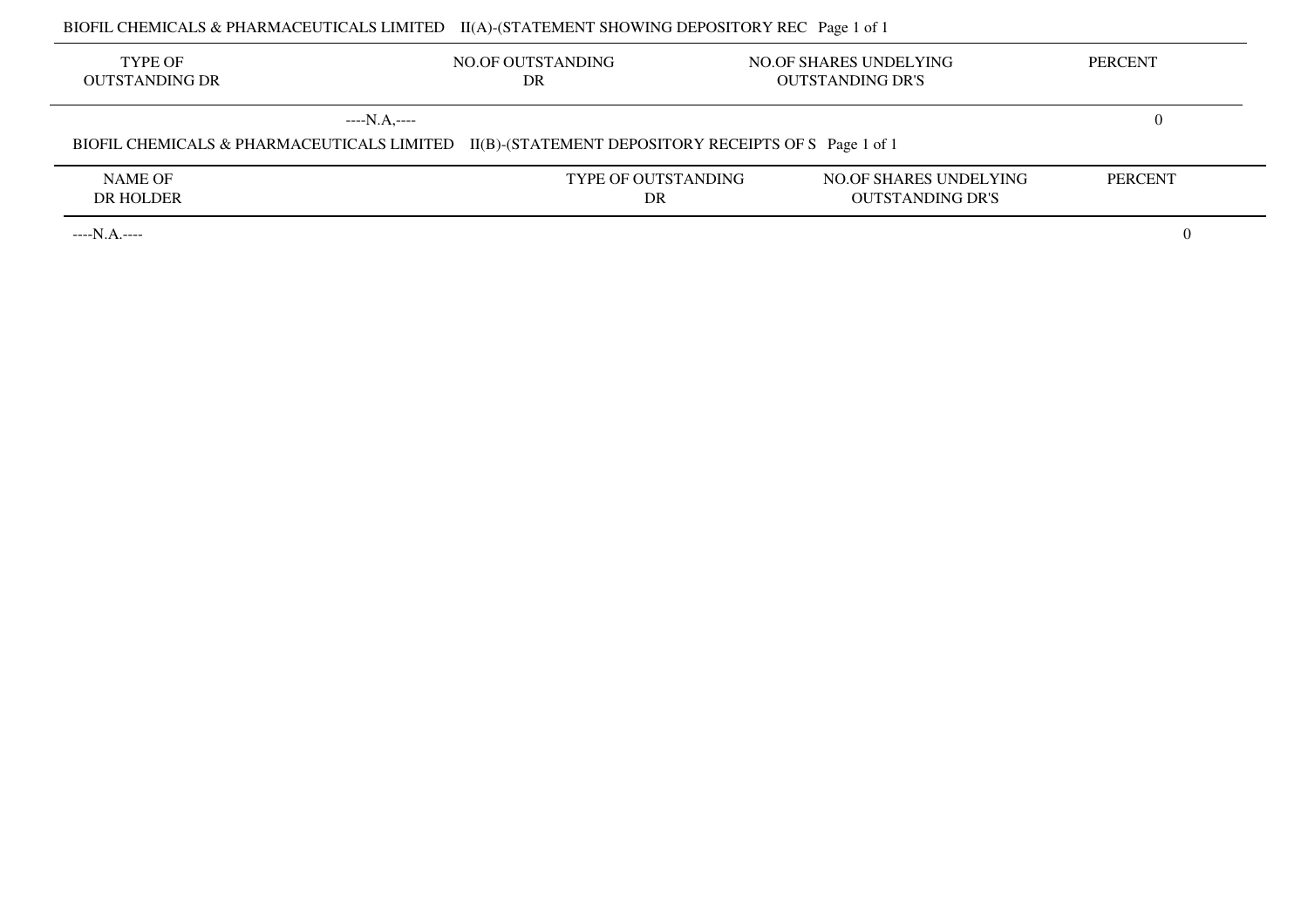BIOFIL CHEMICALS & PHARMACEUTICALS LIMITED II(A)-(STATEMENT SHOWING DEPOSITORY REC

| TYPE OF OUTSTANDING DR | NO.OF OUTSTANDING DR | NO.OF SHARES UNDELYING OUTSTANDING DR'S | PERCENT |
|---|---|---|---|
| ----N.A,---- | | | 0 |

BIOFIL CHEMICALS & PHARMACEUTICALS LIMITED II(B)-(STATEMENT DEPOSITORY RECEIPTS OF S

| NAME OF DR HOLDER | TYPE OF OUTSTANDING DR | NO.OF SHARES UNDELYING OUTSTANDING DR'S | PERCENT |
|---|---|---|---|
| ----N.A.---- | | | 0 |